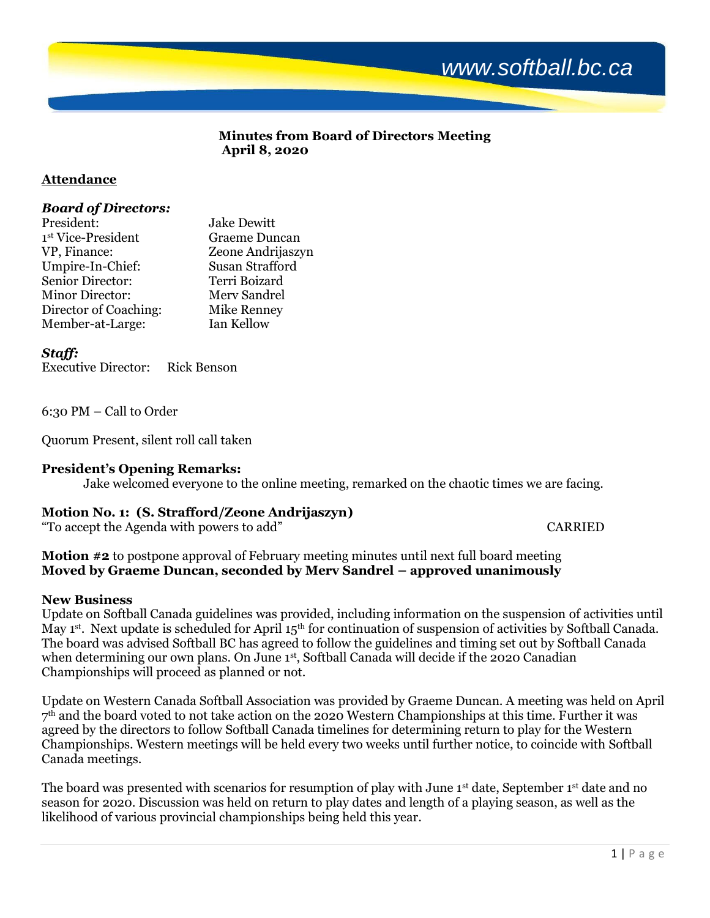www.softball.bc.ca

# Minutes from Board of Directors Meeting
## April 8, 2020

## Attendance

***Board of Directors:***

| | |
|---|---|
| President: | Jake Dewitt |
| 1st Vice-President | Graeme Duncan |
| VP, Finance: | Zeone Andrijaszyn |
| Umpire-In-Chief: | Susan Strafford |
| Senior Director: | Terri Boizard |
| Minor Director: | Merv Sandrel |
| Director of Coaching: | Mike Renney |
| Member-at-Large: | Ian Kellow |

***Staff:***

Executive Director: Rick Benson

6:30 PM – Call to Order

Quorum Present, silent roll call taken

**President's Opening Remarks:**

Jake welcomed everyone to the online meeting, remarked on the chaotic times we are facing.

**Motion No. 1: (S. Strafford/Zeone Andrijaszyn)**

"To accept the Agenda with powers to add" CARRIED

**Motion #2** to postpone approval of February meeting minutes until next full board meeting
**Moved by Graeme Duncan, seconded by Merv Sandrel – approved unanimously**

**New Business**

Update on Softball Canada guidelines was provided, including information on the suspension of activities until May 1st. Next update is scheduled for April 15th for continuation of suspension of activities by Softball Canada. The board was advised Softball BC has agreed to follow the guidelines and timing set out by Softball Canada when determining our own plans. On June 1st, Softball Canada will decide if the 2020 Canadian Championships will proceed as planned or not.

Update on Western Canada Softball Association was provided by Graeme Duncan. A meeting was held on April 7th and the board voted to not take action on the 2020 Western Championships at this time. Further it was agreed by the directors to follow Softball Canada timelines for determining return to play for the Western Championships. Western meetings will be held every two weeks until further notice, to coincide with Softball Canada meetings.

The board was presented with scenarios for resumption of play with June 1st date, September 1st date and no season for 2020. Discussion was held on return to play dates and length of a playing season, as well as the likelihood of various provincial championships being held this year.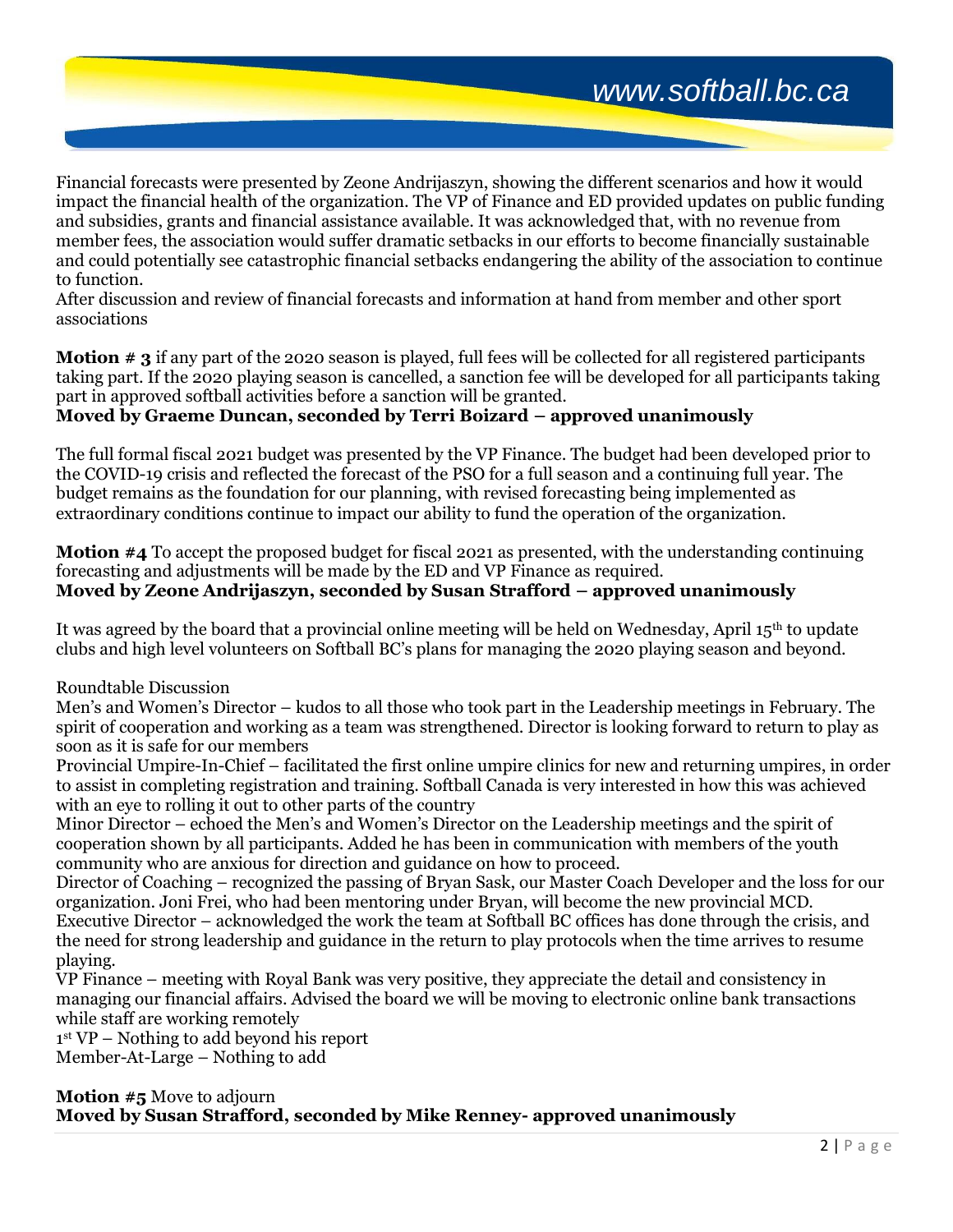Financial forecasts were presented by Zeone Andrijaszyn, showing the different scenarios and how it would impact the financial health of the organization. The VP of Finance and ED provided updates on public funding and subsidies, grants and financial assistance available. It was acknowledged that, with no revenue from member fees, the association would suffer dramatic setbacks in our efforts to become financially sustainable and could potentially see catastrophic financial setbacks endangering the ability of the association to continue to function.
After discussion and review of financial forecasts and information at hand from member and other sport associations

**Motion # 3** if any part of the 2020 season is played, full fees will be collected for all registered participants taking part. If the 2020 playing season is cancelled, a sanction fee will be developed for all participants taking part in approved softball activities before a sanction will be granted.
**Moved by Graeme Duncan, seconded by Terri Boizard – approved unanimously**

The full formal fiscal 2021 budget was presented by the VP Finance. The budget had been developed prior to the COVID-19 crisis and reflected the forecast of the PSO for a full season and a continuing full year. The budget remains as the foundation for our planning, with revised forecasting being implemented as extraordinary conditions continue to impact our ability to fund the operation of the organization.

**Motion #4** To accept the proposed budget for fiscal 2021 as presented, with the understanding continuing forecasting and adjustments will be made by the ED and VP Finance as required.
**Moved by Zeone Andrijaszyn, seconded by Susan Strafford – approved unanimously**

It was agreed by the board that a provincial online meeting will be held on Wednesday, April 15th to update clubs and high level volunteers on Softball BC's plans for managing the 2020 playing season and beyond.

Roundtable Discussion
Men's and Women's Director – kudos to all those who took part in the Leadership meetings in February. The spirit of cooperation and working as a team was strengthened. Director is looking forward to return to play as soon as it is safe for our members
Provincial Umpire-In-Chief – facilitated the first online umpire clinics for new and returning umpires, in order to assist in completing registration and training. Softball Canada is very interested in how this was achieved with an eye to rolling it out to other parts of the country
Minor Director – echoed the Men's and Women's Director on the Leadership meetings and the spirit of cooperation shown by all participants. Added he has been in communication with members of the youth community who are anxious for direction and guidance on how to proceed.
Director of Coaching – recognized the passing of Bryan Sask, our Master Coach Developer and the loss for our organization. Joni Frei, who had been mentoring under Bryan, will become the new provincial MCD.
Executive Director – acknowledged the work the team at Softball BC offices has done through the crisis, and the need for strong leadership and guidance in the return to play protocols when the time arrives to resume playing.
VP Finance – meeting with Royal Bank was very positive, they appreciate the detail and consistency in managing our financial affairs. Advised the board we will be moving to electronic online bank transactions while staff are working remotely
1st VP – Nothing to add beyond his report
Member-At-Large – Nothing to add

**Motion #5** Move to adjourn
**Moved by Susan Strafford, seconded by Mike Renney- approved unanimously**